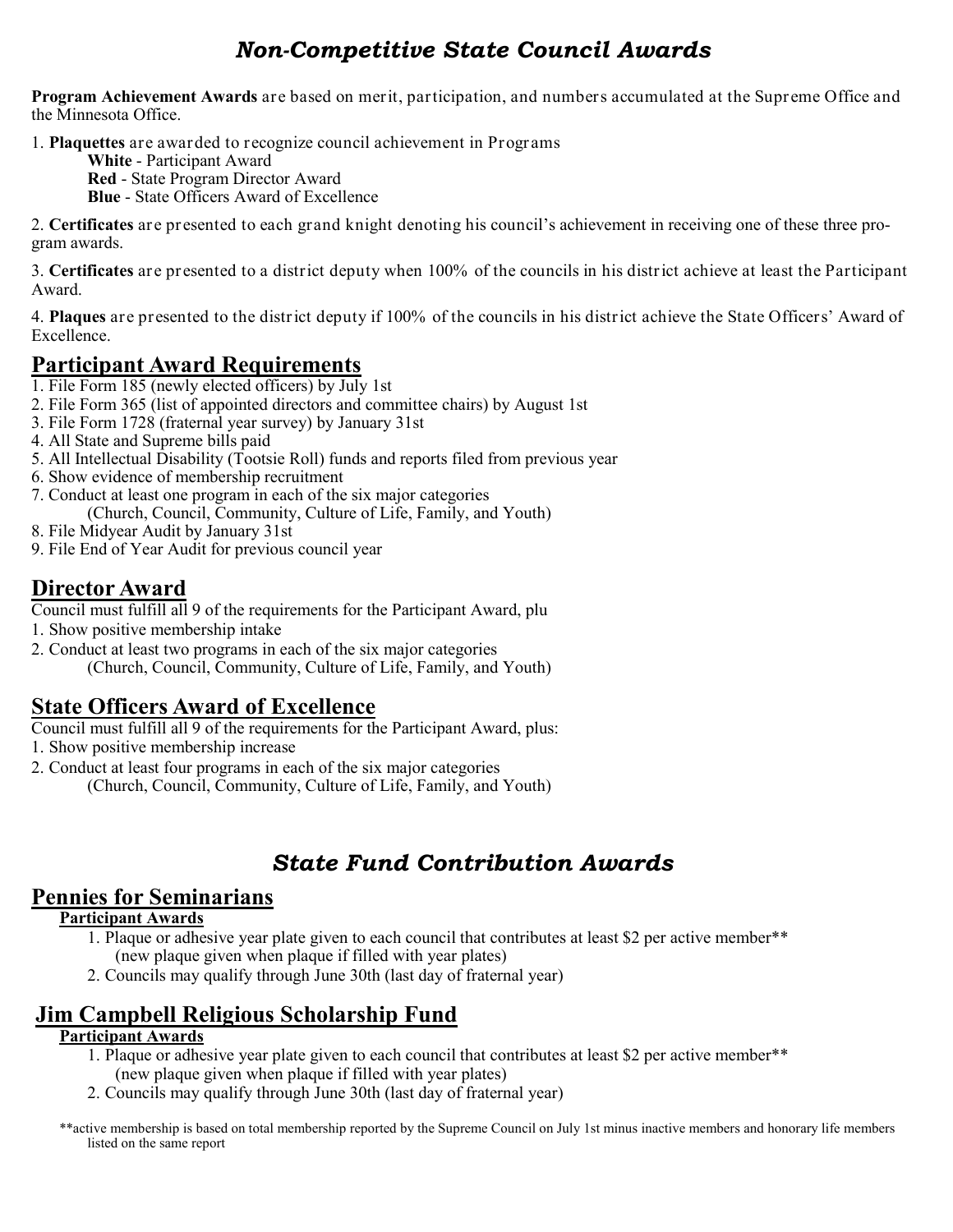# *Non-Competitive State Council Awards*

**Program Achievement Awards** are based on merit, participation, and numbers accumulated at the Supreme Office and the Minnesota Office.

1. **Plaquettes** are awarded to recognize council achievement in Programs
   - **White** - Participant Award
   - **Red** - State Program Director Award
   - **Blue** - State Officers Award of Excellence
2. **Certificates** are presented to each grand knight denoting his council's achievement in receiving one of these three program awards.
3. **Certificates** are presented to a district deputy when 100% of the councils in his district achieve at least the Participant Award.
4. **Plaques** are presented to the district deputy if 100% of the councils in his district achieve the State Officers' Award of Excellence.

## Participant Award Requirements

1. File Form 185 (newly elected officers) by July 1st
2. File Form 365 (list of appointed directors and committee chairs) by August 1st
3. File Form 1728 (fraternal year survey) by January 31st
4. All State and Supreme bills paid
5. All Intellectual Disability (Tootsie Roll) funds and reports filed from previous year
6. Show evidence of membership recruitment
7. Conduct at least one program in each of the six major categories
   (Church, Council, Community, Culture of Life, Family, and Youth)
8. File Midyear Audit by January 31st
9. File End of Year Audit for previous council year

## Director Award

Council must fulfill all 9 of the requirements for the Participant Award, plu

1. Show positive membership intake
2. Conduct at least two programs in each of the six major categories
   (Church, Council, Community, Culture of Life, Family, and Youth)

## State Officers Award of Excellence

Council must fulfill all 9 of the requirements for the Participant Award, plus:

1. Show positive membership increase
2. Conduct at least four programs in each of the six major categories
   (Church, Council, Community, Culture of Life, Family, and Youth)

# *State Fund Contribution Awards*

## Pennies for Seminarians

### Participant Awards

1. Plaque or adhesive year plate given to each council that contributes at least $2 per active member**
   (new plaque given when plaque if filled with year plates)
2. Councils may qualify through June 30th (last day of fraternal year)

## Jim Campbell Religious Scholarship Fund

### Participant Awards

1. Plaque or adhesive year plate given to each council that contributes at least $2 per active member**
   (new plaque given when plaque if filled with year plates)
2. Councils may qualify through June 30th (last day of fraternal year)

**active membership is based on total membership reported by the Supreme Council on July 1st minus inactive members and honorary life members listed on the same report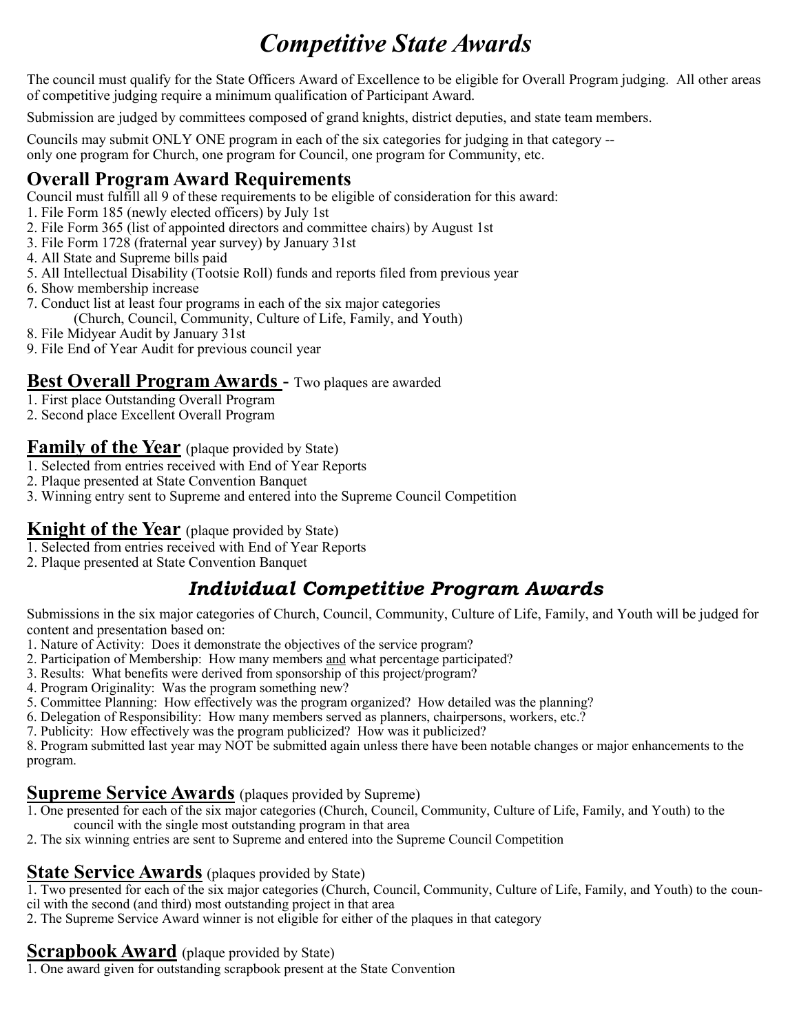# *Competitive State Awards*

The council must qualify for the State Officers Award of Excellence to be eligible for Overall Program judging. All other areas of competitive judging require a minimum qualification of Participant Award.

Submission are judged by committees composed of grand knights, district deputies, and state team members.

Councils may submit ONLY ONE program in each of the six categories for judging in that category -- only one program for Church, one program for Council, one program for Community, etc.

## Overall Program Award Requirements

Council must fulfill all 9 of these requirements to be eligible of consideration for this award:

1. File Form 185 (newly elected officers) by July 1st
2. File Form 365 (list of appointed directors and committee chairs) by August 1st
3. File Form 1728 (fraternal year survey) by January 31st
4. All State and Supreme bills paid
5. All Intellectual Disability (Tootsie Roll) funds and reports filed from previous year
6. Show membership increase
7. Conduct list at least four programs in each of the six major categories (Church, Council, Community, Culture of Life, Family, and Youth)
8. File Midyear Audit by January 31st
9. File End of Year Audit for previous council year

## <u>Best Overall Program Awards</u> - Two plaques are awarded

1. First place Outstanding Overall Program
2. Second place Excellent Overall Program

## <u>Family of the Year</u> (plaque provided by State)

1. Selected from entries received with End of Year Reports
2. Plaque presented at State Convention Banquet
3. Winning entry sent to Supreme and entered into the Supreme Council Competition

## <u>Knight of the Year</u> (plaque provided by State)

1. Selected from entries received with End of Year Reports
2. Plaque presented at State Convention Banquet

## *Individual Competitive Program Awards*

Submissions in the six major categories of Church, Council, Community, Culture of Life, Family, and Youth will be judged for content and presentation based on:

1. Nature of Activity: Does it demonstrate the objectives of the service program?
2. Participation of Membership: How many members <u>and</u> what percentage participated?
3. Results: What benefits were derived from sponsorship of this project/program?
4. Program Originality: Was the program something new?
5. Committee Planning: How effectively was the program organized? How detailed was the planning?
6. Delegation of Responsibility: How many members served as planners, chairpersons, workers, etc.?
7. Publicity: How effectively was the program publicized? How was it publicized?
8. Program submitted last year may NOT be submitted again unless there have been notable changes or major enhancements to the program.

## <u>Supreme Service Awards</u> (plaques provided by Supreme)

1. One presented for each of the six major categories (Church, Council, Community, Culture of Life, Family, and Youth) to the council with the single most outstanding program in that area
2. The six winning entries are sent to Supreme and entered into the Supreme Council Competition

## <u>State Service Awards</u> (plaques provided by State)

1. Two presented for each of the six major categories (Church, Council, Community, Culture of Life, Family, and Youth) to the council with the second (and third) most outstanding project in that area
2. The Supreme Service Award winner is not eligible for either of the plaques in that category

## <u>Scrapbook Award</u> (plaque provided by State)

1. One award given for outstanding scrapbook present at the State Convention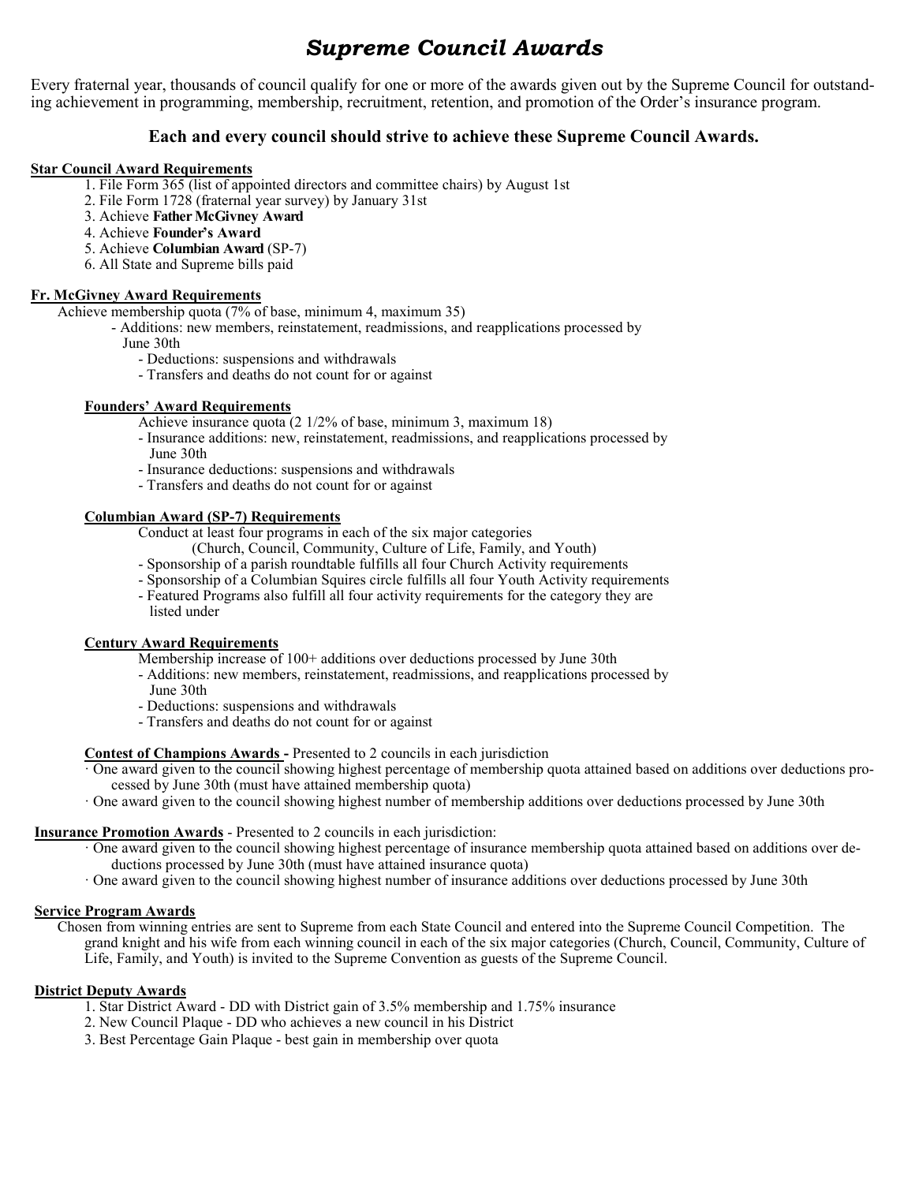# *Supreme Council Awards*

Every fraternal year, thousands of council qualify for one or more of the awards given out by the Supreme Council for outstanding achievement in programming, membership, recruitment, retention, and promotion of the Order's insurance program.

### Each and every council should strive to achieve these Supreme Council Awards.

**Star Council Award Requirements**

1. File Form 365 (list of appointed directors and committee chairs) by August 1st
2. File Form 1728 (fraternal year survey) by January 31st
3. Achieve **Father McGivney Award**
4. Achieve **Founder's Award**
5. Achieve **Columbian Award** (SP-7)
6. All State and Supreme bills paid

**Fr. McGivney Award Requirements**

Achieve membership quota (7% of base, minimum 4, maximum 35)

- Additions: new members, reinstatement, readmissions, and reapplications processed by June 30th
- Deductions: suspensions and withdrawals
- Transfers and deaths do not count for or against

**Founders' Award Requirements**

Achieve insurance quota (2 1/2% of base, minimum 3, maximum 18)

- Insurance additions: new, reinstatement, readmissions, and reapplications processed by June 30th
- Insurance deductions: suspensions and withdrawals
- Transfers and deaths do not count for or against

**Columbian Award (SP-7) Requirements**

Conduct at least four programs in each of the six major categories (Church, Council, Community, Culture of Life, Family, and Youth)

- Sponsorship of a parish roundtable fulfills all four Church Activity requirements
- Sponsorship of a Columbian Squires circle fulfills all four Youth Activity requirements
- Featured Programs also fulfill all four activity requirements for the category they are listed under

**Century Award Requirements**

Membership increase of 100+ additions over deductions processed by June 30th

- Additions: new members, reinstatement, readmissions, and reapplications processed by June 30th
- Deductions: suspensions and withdrawals
- Transfers and deaths do not count for or against

**Contest of Champions Awards -** Presented to 2 councils in each jurisdiction

- One award given to the council showing highest percentage of membership quota attained based on additions over deductions processed by June 30th (must have attained membership quota)
- One award given to the council showing highest number of membership additions over deductions processed by June 30th

**Insurance Promotion Awards** - Presented to 2 councils in each jurisdiction:

- One award given to the council showing highest percentage of insurance membership quota attained based on additions over deductions processed by June 30th (must have attained insurance quota)
- One award given to the council showing highest number of insurance additions over deductions processed by June 30th

**Service Program Awards**

Chosen from winning entries are sent to Supreme from each State Council and entered into the Supreme Council Competition. The grand knight and his wife from each winning council in each of the six major categories (Church, Council, Community, Culture of Life, Family, and Youth) is invited to the Supreme Convention as guests of the Supreme Council.

**District Deputy Awards**

1. Star District Award - DD with District gain of 3.5% membership and 1.75% insurance
2. New Council Plaque - DD who achieves a new council in his District
3. Best Percentage Gain Plaque - best gain in membership over quota